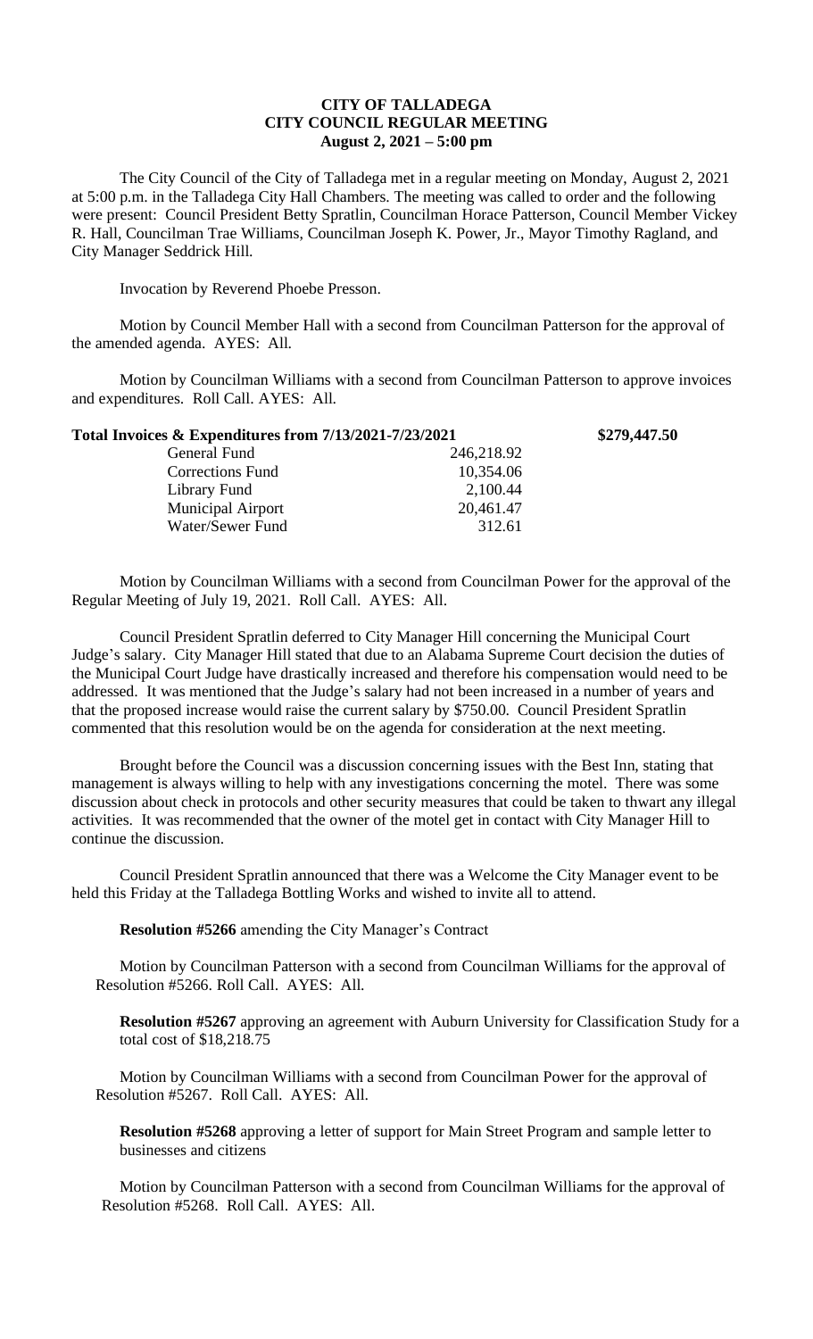# CITY OF TALLADEGA
## CITY COUNCIL REGULAR MEETING
### August 2, 2021 – 5:00 pm

The City Council of the City of Talladega met in a regular meeting on Monday, August 2, 2021 at 5:00 p.m. in the Talladega City Hall Chambers. The meeting was called to order and the following were present: Council President Betty Spratlin, Councilman Horace Patterson, Council Member Vickey R. Hall, Councilman Trae Williams, Councilman Joseph K. Power, Jr., Mayor Timothy Ragland, and City Manager Seddrick Hill.

Invocation by Reverend Phoebe Presson.

Motion by Council Member Hall with a second from Councilman Patterson for the approval of the amended agenda. AYES: All.

Motion by Councilman Williams with a second from Councilman Patterson to approve invoices and expenditures. Roll Call. AYES: All.

| **Total Invoices & Expenditures from 7/13/2021-7/23/2021** | | **$279,447.50** |
|---|---|---|
| General Fund | 246,218.92 | |
| Corrections Fund | 10,354.06 | |
| Library Fund | 2,100.44 | |
| Municipal Airport | 20,461.47 | |
| Water/Sewer Fund | 312.61 | |

Motion by Councilman Williams with a second from Councilman Power for the approval of the Regular Meeting of July 19, 2021. Roll Call. AYES: All.

Council President Spratlin deferred to City Manager Hill concerning the Municipal Court Judge's salary. City Manager Hill stated that due to an Alabama Supreme Court decision the duties of the Municipal Court Judge have drastically increased and therefore his compensation would need to be addressed. It was mentioned that the Judge's salary had not been increased in a number of years and that the proposed increase would raise the current salary by $750.00. Council President Spratlin commented that this resolution would be on the agenda for consideration at the next meeting.

Brought before the Council was a discussion concerning issues with the Best Inn, stating that management is always willing to help with any investigations concerning the motel. There was some discussion about check in protocols and other security measures that could be taken to thwart any illegal activities. It was recommended that the owner of the motel get in contact with City Manager Hill to continue the discussion.

Council President Spratlin announced that there was a Welcome the City Manager event to be held this Friday at the Talladega Bottling Works and wished to invite all to attend.

**Resolution #5266** amending the City Manager's Contract

Motion by Councilman Patterson with a second from Councilman Williams for the approval of Resolution #5266. Roll Call. AYES: All.

**Resolution #5267** approving an agreement with Auburn University for Classification Study for a total cost of $18,218.75

Motion by Councilman Williams with a second from Councilman Power for the approval of Resolution #5267. Roll Call. AYES: All.

**Resolution #5268** approving a letter of support for Main Street Program and sample letter to businesses and citizens

Motion by Councilman Patterson with a second from Councilman Williams for the approval of Resolution #5268. Roll Call. AYES: All.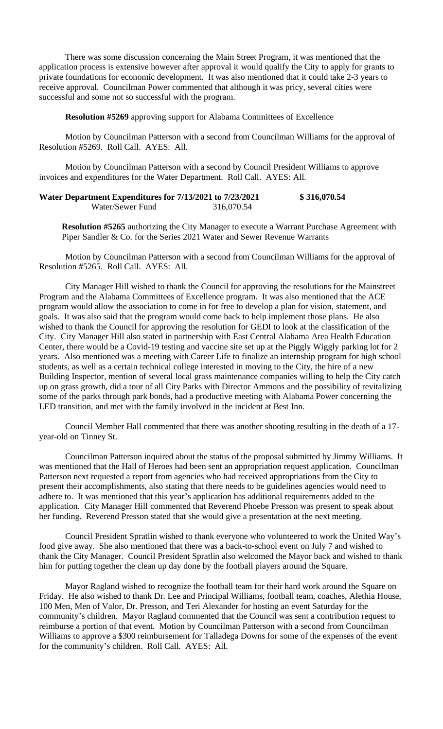There was some discussion concerning the Main Street Program, it was mentioned that the application process is extensive however after approval it would qualify the City to apply for grants to private foundations for economic development. It was also mentioned that it could take 2-3 years to receive approval. Councilman Power commented that although it was pricy, several cities were successful and some not so successful with the program.

**Resolution #5269** approving support for Alabama Committees of Excellence

Motion by Councilman Patterson with a second from Councilman Williams for the approval of Resolution #5269. Roll Call. AYES: All.

Motion by Councilman Patterson with a second by Council President Williams to approve invoices and expenditures for the Water Department. Roll Call. AYES: All.

| **Water Department Expenditures for 7/13/2021 to 7/23/2021** | | **$ 316,070.54** |
|---|---|---|
| Water/Sewer Fund | 316,070.54 | |

**Resolution #5265** authorizing the City Manager to execute a Warrant Purchase Agreement with Piper Sandler & Co. for the Series 2021 Water and Sewer Revenue Warrants

Motion by Councilman Patterson with a second from Councilman Williams for the approval of Resolution #5265. Roll Call. AYES: All.

City Manager Hill wished to thank the Council for approving the resolutions for the Mainstreet Program and the Alabama Committees of Excellence program. It was also mentioned that the ACE program would allow the association to come in for free to develop a plan for vision, statement, and goals. It was also said that the program would come back to help implement those plans. He also wished to thank the Council for approving the resolution for GEDI to look at the classification of the City. City Manager Hill also stated in partnership with East Central Alabama Area Health Education Center, there would be a Covid-19 testing and vaccine site set up at the Piggly Wiggly parking lot for 2 years. Also mentioned was a meeting with Career Life to finalize an internship program for high school students, as well as a certain technical college interested in moving to the City, the hire of a new Building Inspector, mention of several local grass maintenance companies willing to help the City catch up on grass growth, did a tour of all City Parks with Director Ammons and the possibility of revitalizing some of the parks through park bonds, had a productive meeting with Alabama Power concerning the LED transition, and met with the family involved in the incident at Best Inn.

Council Member Hall commented that there was another shooting resulting in the death of a 17-year-old on Tinney St.

Councilman Patterson inquired about the status of the proposal submitted by Jimmy Williams. It was mentioned that the Hall of Heroes had been sent an appropriation request application. Councilman Patterson next requested a report from agencies who had received appropriations from the City to present their accomplishments, also stating that there needs to be guidelines agencies would need to adhere to. It was mentioned that this year's application has additional requirements added to the application. City Manager Hill commented that Reverend Phoebe Presson was present to speak about her funding. Reverend Presson stated that she would give a presentation at the next meeting.

Council President Spratlin wished to thank everyone who volunteered to work the United Way's food give away. She also mentioned that there was a back-to-school event on July 7 and wished to thank the City Manager. Council President Spratlin also welcomed the Mayor back and wished to thank him for putting together the clean up day done by the football players around the Square.

Mayor Ragland wished to recognize the football team for their hard work around the Square on Friday. He also wished to thank Dr. Lee and Principal Williams, football team, coaches, Alethia House, 100 Men, Men of Valor, Dr. Presson, and Teri Alexander for hosting an event Saturday for the community's children. Mayor Ragland commented that the Council was sent a contribution request to reimburse a portion of that event. Motion by Councilman Patterson with a second from Councilman Williams to approve a $300 reimbursement for Talladega Downs for some of the expenses of the event for the community's children. Roll Call. AYES: All.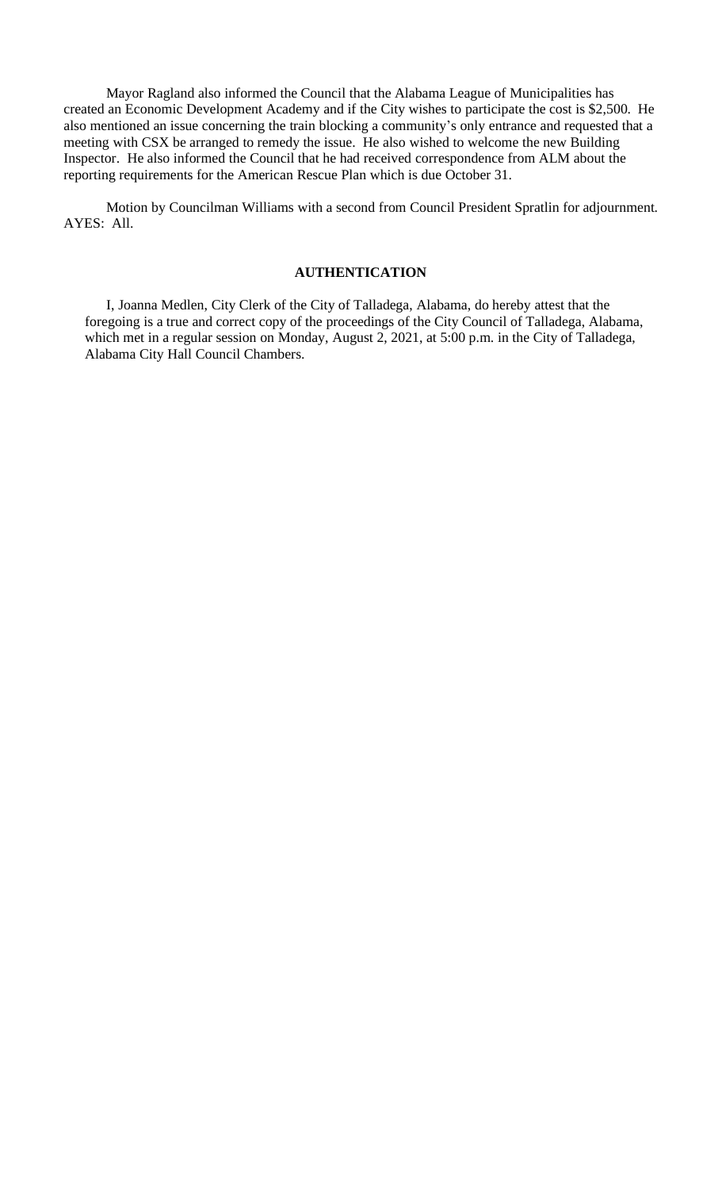Mayor Ragland also informed the Council that the Alabama League of Municipalities has created an Economic Development Academy and if the City wishes to participate the cost is $2,500. He also mentioned an issue concerning the train blocking a community's only entrance and requested that a meeting with CSX be arranged to remedy the issue. He also wished to welcome the new Building Inspector. He also informed the Council that he had received correspondence from ALM about the reporting requirements for the American Rescue Plan which is due October 31.

Motion by Councilman Williams with a second from Council President Spratlin for adjournment. AYES: All.

**AUTHENTICATION**

I, Joanna Medlen, City Clerk of the City of Talladega, Alabama, do hereby attest that the foregoing is a true and correct copy of the proceedings of the City Council of Talladega, Alabama, which met in a regular session on Monday, August 2, 2021, at 5:00 p.m. in the City of Talladega, Alabama City Hall Council Chambers.